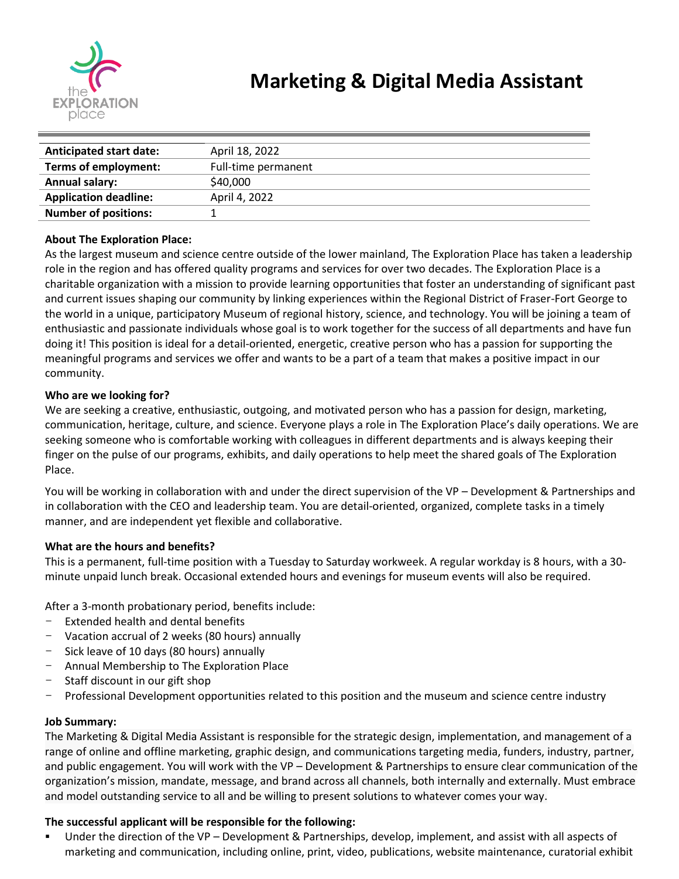# Marketing & Digital Media Assistant

| Anticipated start date: | April 18, 2022 |
|---|---|
| Terms of employment: | Full-time permanent |
| Annual salary: | $40,000 |
| Application deadline: | April 4, 2022 |
| Number of positions: | 1 |

**About The Exploration Place:**

As the largest museum and science centre outside of the lower mainland, The Exploration Place has taken a leadership role in the region and has offered quality programs and services for over two decades. The Exploration Place is a charitable organization with a mission to provide learning opportunities that foster an understanding of significant past and current issues shaping our community by linking experiences within the Regional District of Fraser-Fort George to the world in a unique, participatory Museum of regional history, science, and technology. You will be joining a team of enthusiastic and passionate individuals whose goal is to work together for the success of all departments and have fun doing it! This position is ideal for a detail-oriented, energetic, creative person who has a passion for supporting the meaningful programs and services we offer and wants to be a part of a team that makes a positive impact in our community.

**Who are we looking for?**

We are seeking a creative, enthusiastic, outgoing, and motivated person who has a passion for design, marketing, communication, heritage, culture, and science. Everyone plays a role in The Exploration Place's daily operations. We are seeking someone who is comfortable working with colleagues in different departments and is always keeping their finger on the pulse of our programs, exhibits, and daily operations to help meet the shared goals of The Exploration Place.

You will be working in collaboration with and under the direct supervision of the VP – Development & Partnerships and in collaboration with the CEO and leadership team. You are detail-oriented, organized, complete tasks in a timely manner, and are independent yet flexible and collaborative.

**What are the hours and benefits?**

This is a permanent, full-time position with a Tuesday to Saturday workweek. A regular workday is 8 hours, with a 30-minute unpaid lunch break. Occasional extended hours and evenings for museum events will also be required.

After a 3-month probationary period, benefits include:

- Extended health and dental benefits
- Vacation accrual of 2 weeks (80 hours) annually
- Sick leave of 10 days (80 hours) annually
- Annual Membership to The Exploration Place
- Staff discount in our gift shop
- Professional Development opportunities related to this position and the museum and science centre industry

**Job Summary:**

The Marketing & Digital Media Assistant is responsible for the strategic design, implementation, and management of a range of online and offline marketing, graphic design, and communications targeting media, funders, industry, partner, and public engagement. You will work with the VP – Development & Partnerships to ensure clear communication of the organization's mission, mandate, message, and brand across all channels, both internally and externally. Must embrace and model outstanding service to all and be willing to present solutions to whatever comes your way.

**The successful applicant will be responsible for the following:**

- Under the direction of the VP – Development & Partnerships, develop, implement, and assist with all aspects of marketing and communication, including online, print, video, publications, website maintenance, curatorial exhibit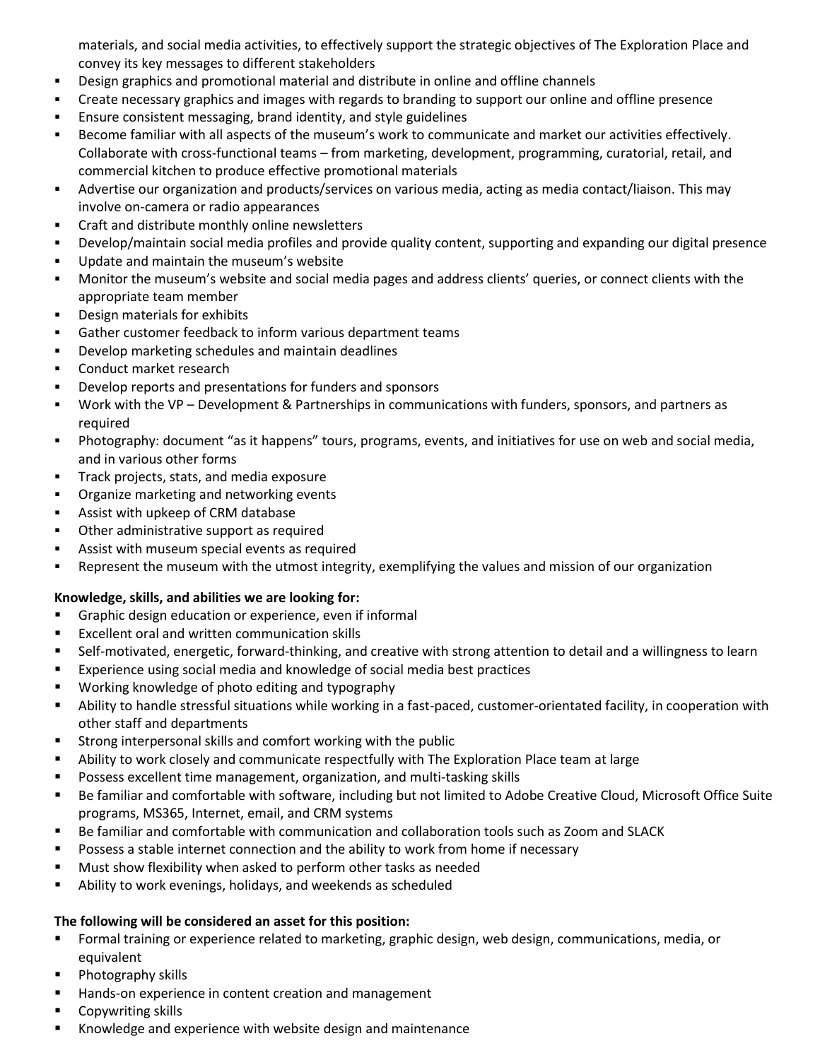materials, and social media activities, to effectively support the strategic objectives of The Exploration Place and convey its key messages to different stakeholders

- Design graphics and promotional material and distribute in online and offline channels
- Create necessary graphics and images with regards to branding to support our online and offline presence
- Ensure consistent messaging, brand identity, and style guidelines
- Become familiar with all aspects of the museum's work to communicate and market our activities effectively. Collaborate with cross-functional teams – from marketing, development, programming, curatorial, retail, and commercial kitchen to produce effective promotional materials
- Advertise our organization and products/services on various media, acting as media contact/liaison. This may involve on-camera or radio appearances
- Craft and distribute monthly online newsletters
- Develop/maintain social media profiles and provide quality content, supporting and expanding our digital presence
- Update and maintain the museum's website
- Monitor the museum's website and social media pages and address clients' queries, or connect clients with the appropriate team member
- Design materials for exhibits
- Gather customer feedback to inform various department teams
- Develop marketing schedules and maintain deadlines
- Conduct market research
- Develop reports and presentations for funders and sponsors
- Work with the VP – Development & Partnerships in communications with funders, sponsors, and partners as required
- Photography: document "as it happens" tours, programs, events, and initiatives for use on web and social media, and in various other forms
- Track projects, stats, and media exposure
- Organize marketing and networking events
- Assist with upkeep of CRM database
- Other administrative support as required
- Assist with museum special events as required
- Represent the museum with the utmost integrity, exemplifying the values and mission of our organization

**Knowledge, skills, and abilities we are looking for:**

- Graphic design education or experience, even if informal
- Excellent oral and written communication skills
- Self-motivated, energetic, forward-thinking, and creative with strong attention to detail and a willingness to learn
- Experience using social media and knowledge of social media best practices
- Working knowledge of photo editing and typography
- Ability to handle stressful situations while working in a fast-paced, customer-orientated facility, in cooperation with other staff and departments
- Strong interpersonal skills and comfort working with the public
- Ability to work closely and communicate respectfully with The Exploration Place team at large
- Possess excellent time management, organization, and multi-tasking skills
- Be familiar and comfortable with software, including but not limited to Adobe Creative Cloud, Microsoft Office Suite programs, MS365, Internet, email, and CRM systems
- Be familiar and comfortable with communication and collaboration tools such as Zoom and SLACK
- Possess a stable internet connection and the ability to work from home if necessary
- Must show flexibility when asked to perform other tasks as needed
- Ability to work evenings, holidays, and weekends as scheduled

**The following will be considered an asset for this position:**

- Formal training or experience related to marketing, graphic design, web design, communications, media, or equivalent
- Photography skills
- Hands-on experience in content creation and management
- Copywriting skills
- Knowledge and experience with website design and maintenance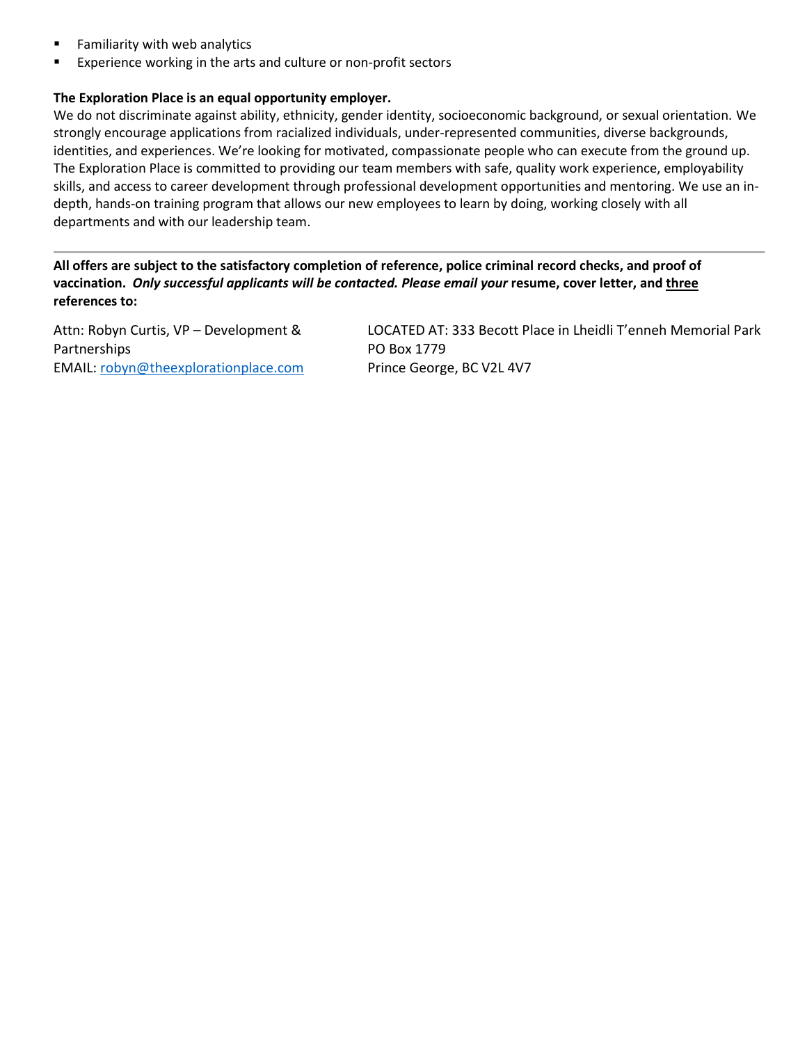- Familiarity with web analytics
- Experience working in the arts and culture or non-profit sectors

**The Exploration Place is an equal opportunity employer.**
We do not discriminate against ability, ethnicity, gender identity, socioeconomic background, or sexual orientation. We strongly encourage applications from racialized individuals, under-represented communities, diverse backgrounds, identities, and experiences. We're looking for motivated, compassionate people who can execute from the ground up. The Exploration Place is committed to providing our team members with safe, quality work experience, employability skills, and access to career development through professional development opportunities and mentoring. We use an in-depth, hands-on training program that allows our new employees to learn by doing, working closely with all departments and with our leadership team.

---

**All offers are subject to the satisfactory completion of reference, police criminal record checks, and proof of vaccination.** ***Only successful applicants will be contacted. Please email your*** **resume, cover letter, and** **<u>three</u>** **references to:**

Attn: Robyn Curtis, VP – Development & Partnerships
EMAIL: robyn@theexplorationplace.com

LOCATED AT: 333 Becott Place in Lheidli T'enneh Memorial Park
PO Box 1779
Prince George, BC V2L 4V7